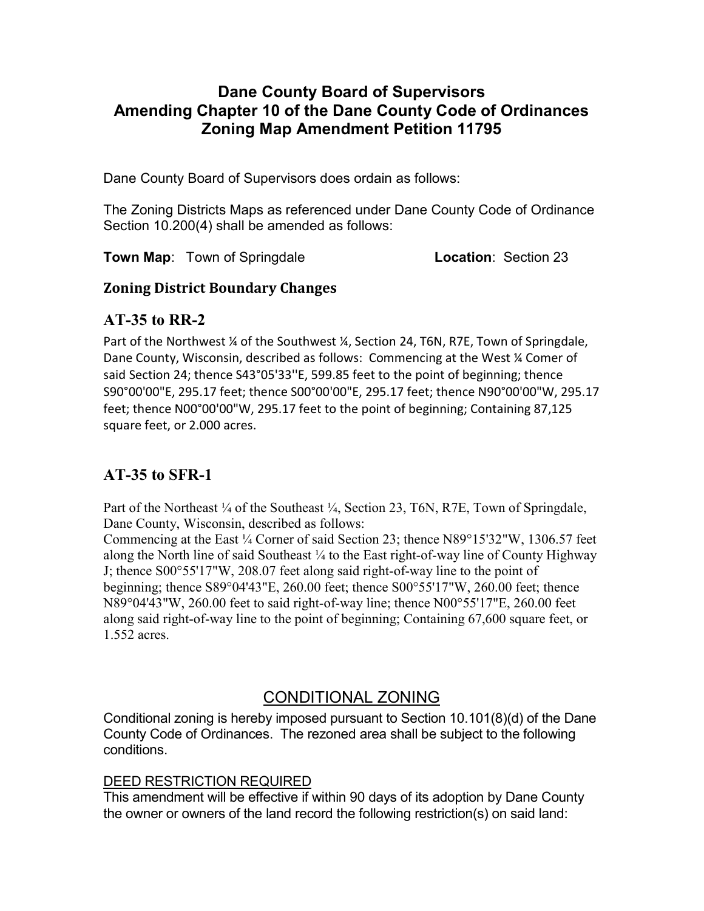# Dane County Board of Supervisors
# Amending Chapter 10 of the Dane County Code of Ordinances
# Zoning Map Amendment Petition 11795

Dane County Board of Supervisors does ordain as follows:

The Zoning Districts Maps as referenced under Dane County Code of Ordinance Section 10.200(4) shall be amended as follows:

**Town Map**: Town of Springdale **Location**: Section 23

## Zoning District Boundary Changes

## AT-35 to RR-2

Part of the Northwest ¼ of the Southwest ¼, Section 24, T6N, R7E, Town of Springdale, Dane County, Wisconsin, described as follows: Commencing at the West ¼ Comer of said Section 24; thence S43°05'33''E, 599.85 feet to the point of beginning; thence S90°00'00"E, 295.17 feet; thence S00°00'00"E, 295.17 feet; thence N90°00'00"W, 295.17 feet; thence N00°00'00"W, 295.17 feet to the point of beginning; Containing 87,125 square feet, or 2.000 acres.

## AT-35 to SFR-1

Part of the Northeast ¼ of the Southeast ¼, Section 23, T6N, R7E, Town of Springdale, Dane County, Wisconsin, described as follows:
Commencing at the East ¼ Corner of said Section 23; thence N89°15'32"W, 1306.57 feet along the North line of said Southeast ¼ to the East right-of-way line of County Highway J; thence S00°55'17"W, 208.07 feet along said right-of-way line to the point of beginning; thence S89°04'43"E, 260.00 feet; thence S00°55'17"W, 260.00 feet; thence N89°04'43"W, 260.00 feet to said right-of-way line; thence N00°55'17"E, 260.00 feet along said right-of-way line to the point of beginning; Containing 67,600 square feet, or 1.552 acres.

## CONDITIONAL ZONING

Conditional zoning is hereby imposed pursuant to Section 10.101(8)(d) of the Dane County Code of Ordinances. The rezoned area shall be subject to the following conditions.

DEED RESTRICTION REQUIRED

This amendment will be effective if within 90 days of its adoption by Dane County the owner or owners of the land record the following restriction(s) on said land: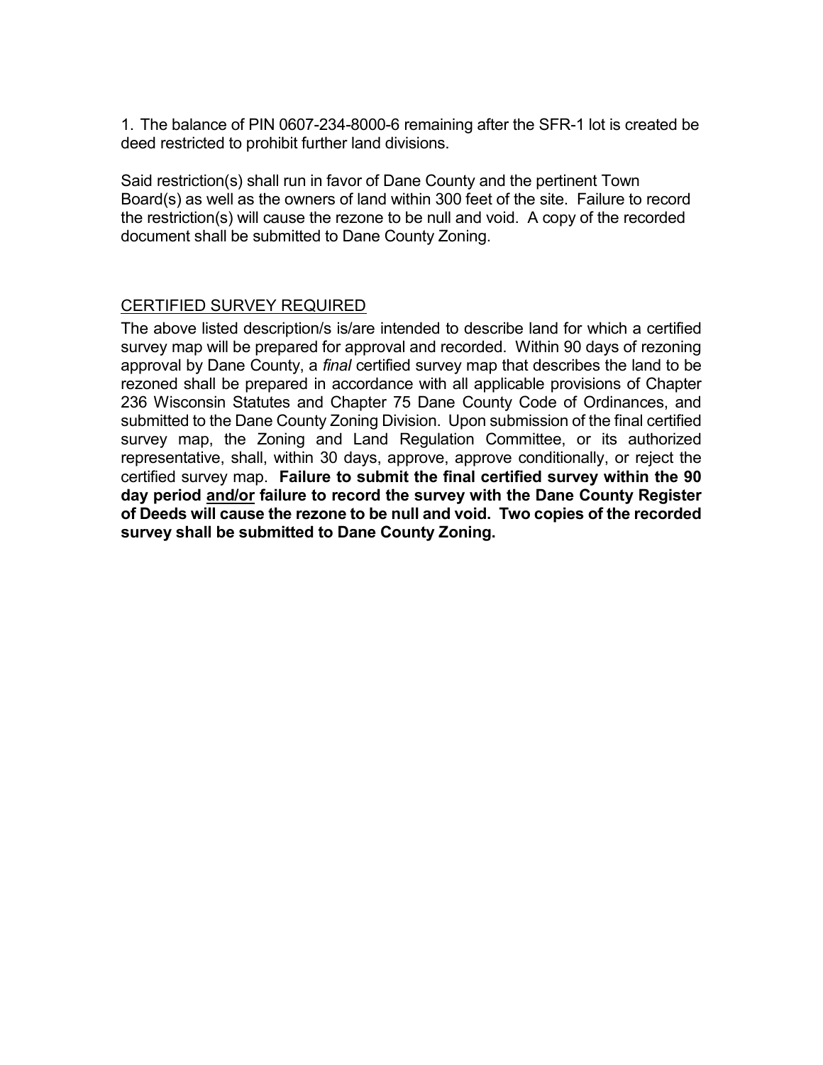1. The balance of PIN 0607-234-8000-6 remaining after the SFR-1 lot is created be deed restricted to prohibit further land divisions.

Said restriction(s) shall run in favor of Dane County and the pertinent Town Board(s) as well as the owners of land within 300 feet of the site. Failure to record the restriction(s) will cause the rezone to be null and void. A copy of the recorded document shall be submitted to Dane County Zoning.

<u>CERTIFIED SURVEY REQUIRED</u>

The above listed description/s is/are intended to describe land for which a certified survey map will be prepared for approval and recorded. Within 90 days of rezoning approval by Dane County, a *final* certified survey map that describes the land to be rezoned shall be prepared in accordance with all applicable provisions of Chapter 236 Wisconsin Statutes and Chapter 75 Dane County Code of Ordinances, and submitted to the Dane County Zoning Division. Upon submission of the final certified survey map, the Zoning and Land Regulation Committee, or its authorized representative, shall, within 30 days, approve, approve conditionally, or reject the certified survey map. **Failure to submit the final certified survey within the 90 day period <u>and/or</u> failure to record the survey with the Dane County Register of Deeds will cause the rezone to be null and void. Two copies of the recorded survey shall be submitted to Dane County Zoning.**